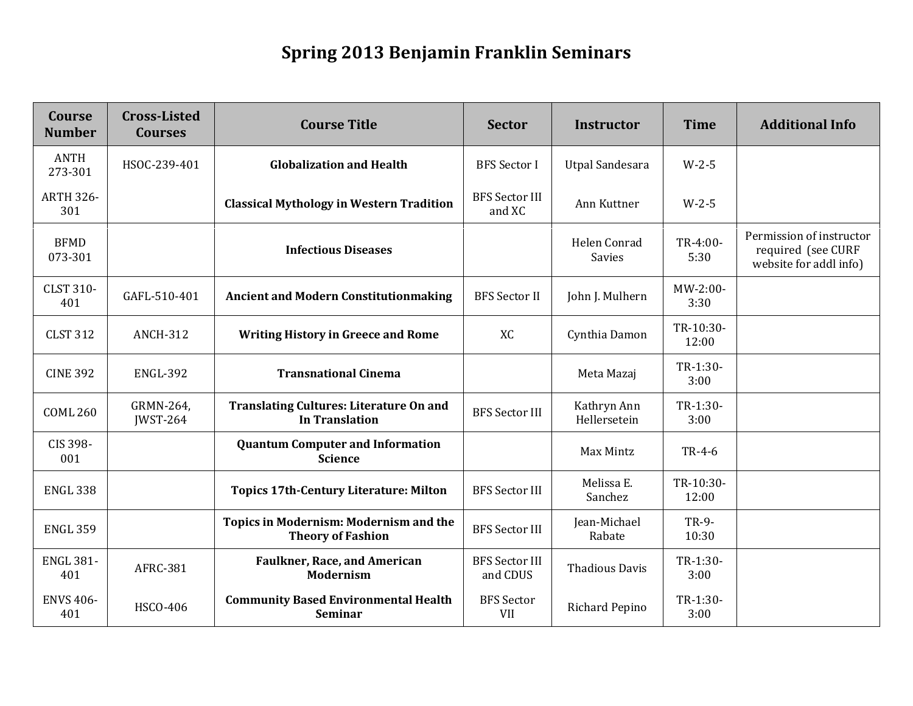# Spring 2013 Benjamin Franklin Seminars

| Course Number | Cross-Listed Courses | Course Title | Sector | Instructor | Time | Additional Info |
|---|---|---|---|---|---|---|
| ANTH 273-301 | HSOC-239-401 | **Globalization and Health** | BFS Sector I | Utpal Sandesara | W-2-5 | |
| ARTH 326-301 | | **Classical Mythology in Western Tradition** | BFS Sector III and XC | Ann Kuttner | W-2-5 | |
| BFMD 073-301 | | **Infectious Diseases** | | Helen Conrad Savies | TR-4:00-5:30 | Permission of instructor required (see CURF website for addl info) |
| CLST 310-401 | GAFL-510-401 | **Ancient and Modern Constitutionmaking** | BFS Sector II | John J. Mulhern | MW-2:00-3:30 | |
| CLST 312 | ANCH-312 | **Writing History in Greece and Rome** | XC | Cynthia Damon | TR-10:30-12:00 | |
| CINE 392 | ENGL-392 | **Transnational Cinema** | | Meta Mazaj | TR-1:30-3:00 | |
| COML 260 | GRMN-264, JWST-264 | **Translating Cultures: Literature On and In Translation** | BFS Sector III | Kathryn Ann Hellersetein | TR-1:30-3:00 | |
| CIS 398-001 | | **Quantum Computer and Information Science** | | Max Mintz | TR-4-6 | |
| ENGL 338 | | **Topics 17th-Century Literature: Milton** | BFS Sector III | Melissa E. Sanchez | TR-10:30-12:00 | |
| ENGL 359 | | **Topics in Modernism: Modernism and the Theory of Fashion** | BFS Sector III | Jean-Michael Rabate | TR-9-10:30 | |
| ENGL 381-401 | AFRC-381 | **Faulkner, Race, and American Modernism** | BFS Sector III and CDUS | Thadious Davis | TR-1:30-3:00 | |
| ENVS 406-401 | HSCO-406 | **Community Based Environmental Health Seminar** | BFS Sector VII | Richard Pepino | TR-1:30-3:00 | |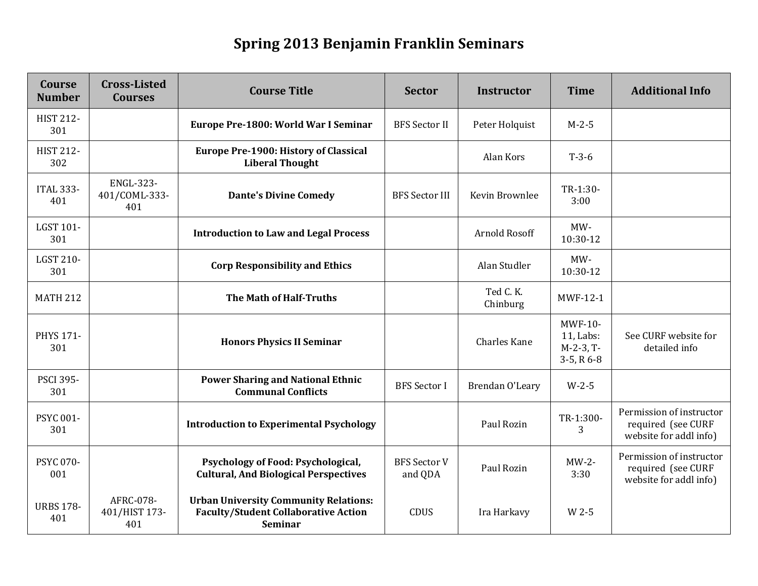# Spring 2013 Benjamin Franklin Seminars

| Course Number | Cross-Listed Courses | Course Title | Sector | Instructor | Time | Additional Info |
|---|---|---|---|---|---|---|
| HIST 212-301 | | **Europe Pre-1800: World War I Seminar** | BFS Sector II | Peter Holquist | M-2-5 | |
| HIST 212-302 | | **Europe Pre-1900: History of Classical Liberal Thought** | | Alan Kors | T-3-6 | |
| ITAL 333-401 | ENGL-323-401/COML-333-401 | **Dante's Divine Comedy** | BFS Sector III | Kevin Brownlee | TR-1:30-3:00 | |
| LGST 101-301 | | **Introduction to Law and Legal Process** | | Arnold Rosoff | MW-10:30-12 | |
| LGST 210-301 | | **Corp Responsibility and Ethics** | | Alan Studler | MW-10:30-12 | |
| MATH 212 | | **The Math of Half-Truths** | | Ted C. K. Chinburg | MWF-12-1 | |
| PHYS 171-301 | | **Honors Physics II Seminar** | | Charles Kane | MWF-10-11, Labs: M-2-3, T-3-5, R 6-8 | See CURF website for detailed info |
| PSCI 395-301 | | **Power Sharing and National Ethnic Communal Conflicts** | BFS Sector I | Brendan O'Leary | W-2-5 | |
| PSYC 001-301 | | **Introduction to Experimental Psychology** | | Paul Rozin | TR-1:300-3 | Permission of instructor required (see CURF website for addl info) |
| PSYC 070-001 | | **Psychology of Food: Psychological, Cultural, And Biological Perspectives** | BFS Sector V and QDA | Paul Rozin | MW-2-3:30 | Permission of instructor required (see CURF website for addl info) |
| URBS 178-401 | AFRC-078-401/HIST 173-401 | **Urban University Community Relations: Faculty/Student Collaborative Action Seminar** | CDUS | Ira Harkavy | W 2-5 | |